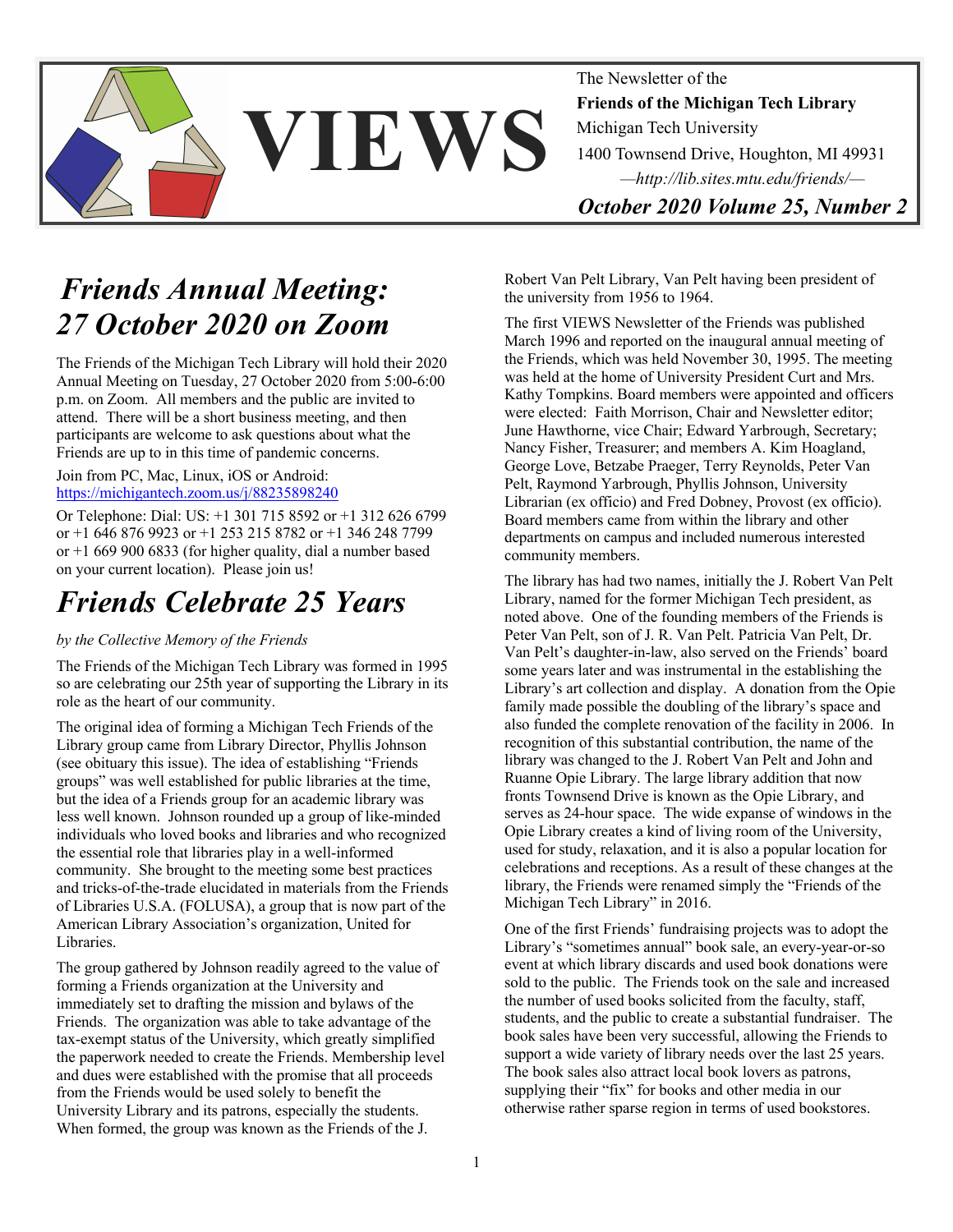# VIEWS

The Newsletter of the
**Friends of the Michigan Tech Library**
Michigan Tech University
1400 Townsend Drive, Houghton, MI 49931
*—http://lib.sites.mtu.edu/friends/—*

***October 2020 Volume 25, Number 2***

## *Friends Annual Meeting: 27 October 2020 on Zoom*

The Friends of the Michigan Tech Library will hold their 2020 Annual Meeting on Tuesday, 27 October 2020 from 5:00-6:00 p.m. on Zoom. All members and the public are invited to attend. There will be a short business meeting, and then participants are welcome to ask questions about what the Friends are up to in this time of pandemic concerns.

Join from PC, Mac, Linux, iOS or Android: https://michigantech.zoom.us/j/88235898240

Or Telephone: Dial: US: +1 301 715 8592 or +1 312 626 6799 or +1 646 876 9923 or +1 253 215 8782 or +1 346 248 7799 or +1 669 900 6833 (for higher quality, dial a number based on your current location). Please join us!

## *Friends Celebrate 25 Years*

*by the Collective Memory of the Friends*

The Friends of the Michigan Tech Library was formed in 1995 so are celebrating our 25th year of supporting the Library in its role as the heart of our community.

The original idea of forming a Michigan Tech Friends of the Library group came from Library Director, Phyllis Johnson (see obituary this issue). The idea of establishing "Friends groups" was well established for public libraries at the time, but the idea of a Friends group for an academic library was less well known. Johnson rounded up a group of like-minded individuals who loved books and libraries and who recognized the essential role that libraries play in a well-informed community. She brought to the meeting some best practices and tricks-of-the-trade elucidated in materials from the Friends of Libraries U.S.A. (FOLUSA), a group that is now part of the American Library Association's organization, United for Libraries.

The group gathered by Johnson readily agreed to the value of forming a Friends organization at the University and immediately set to drafting the mission and bylaws of the Friends. The organization was able to take advantage of the tax-exempt status of the University, which greatly simplified the paperwork needed to create the Friends. Membership level and dues were established with the promise that all proceeds from the Friends would be used solely to benefit the University Library and its patrons, especially the students. When formed, the group was known as the Friends of the J. Robert Van Pelt Library, Van Pelt having been president of the university from 1956 to 1964.

The first VIEWS Newsletter of the Friends was published March 1996 and reported on the inaugural annual meeting of the Friends, which was held November 30, 1995. The meeting was held at the home of University President Curt and Mrs. Kathy Tompkins. Board members were appointed and officers were elected: Faith Morrison, Chair and Newsletter editor; June Hawthorne, vice Chair; Edward Yarbrough, Secretary; Nancy Fisher, Treasurer; and members A. Kim Hoagland, George Love, Betzabe Praeger, Terry Reynolds, Peter Van Pelt, Raymond Yarbrough, Phyllis Johnson, University Librarian (ex officio) and Fred Dobney, Provost (ex officio). Board members came from within the library and other departments on campus and included numerous interested community members.

The library has had two names, initially the J. Robert Van Pelt Library, named for the former Michigan Tech president, as noted above. One of the founding members of the Friends is Peter Van Pelt, son of J. R. Van Pelt. Patricia Van Pelt, Dr. Van Pelt's daughter-in-law, also served on the Friends' board some years later and was instrumental in the establishing the Library's art collection and display. A donation from the Opie family made possible the doubling of the library's space and also funded the complete renovation of the facility in 2006. In recognition of this substantial contribution, the name of the library was changed to the J. Robert Van Pelt and John and Ruanne Opie Library. The large library addition that now fronts Townsend Drive is known as the Opie Library, and serves as 24-hour space. The wide expanse of windows in the Opie Library creates a kind of living room of the University, used for study, relaxation, and it is also a popular location for celebrations and receptions. As a result of these changes at the library, the Friends were renamed simply the "Friends of the Michigan Tech Library" in 2016.

One of the first Friends' fundraising projects was to adopt the Library's "sometimes annual" book sale, an every-year-or-so event at which library discards and used book donations were sold to the public. The Friends took on the sale and increased the number of used books solicited from the faculty, staff, students, and the public to create a substantial fundraiser. The book sales have been very successful, allowing the Friends to support a wide variety of library needs over the last 25 years. The book sales also attract local book lovers as patrons, supplying their "fix" for books and other media in our otherwise rather sparse region in terms of used bookstores.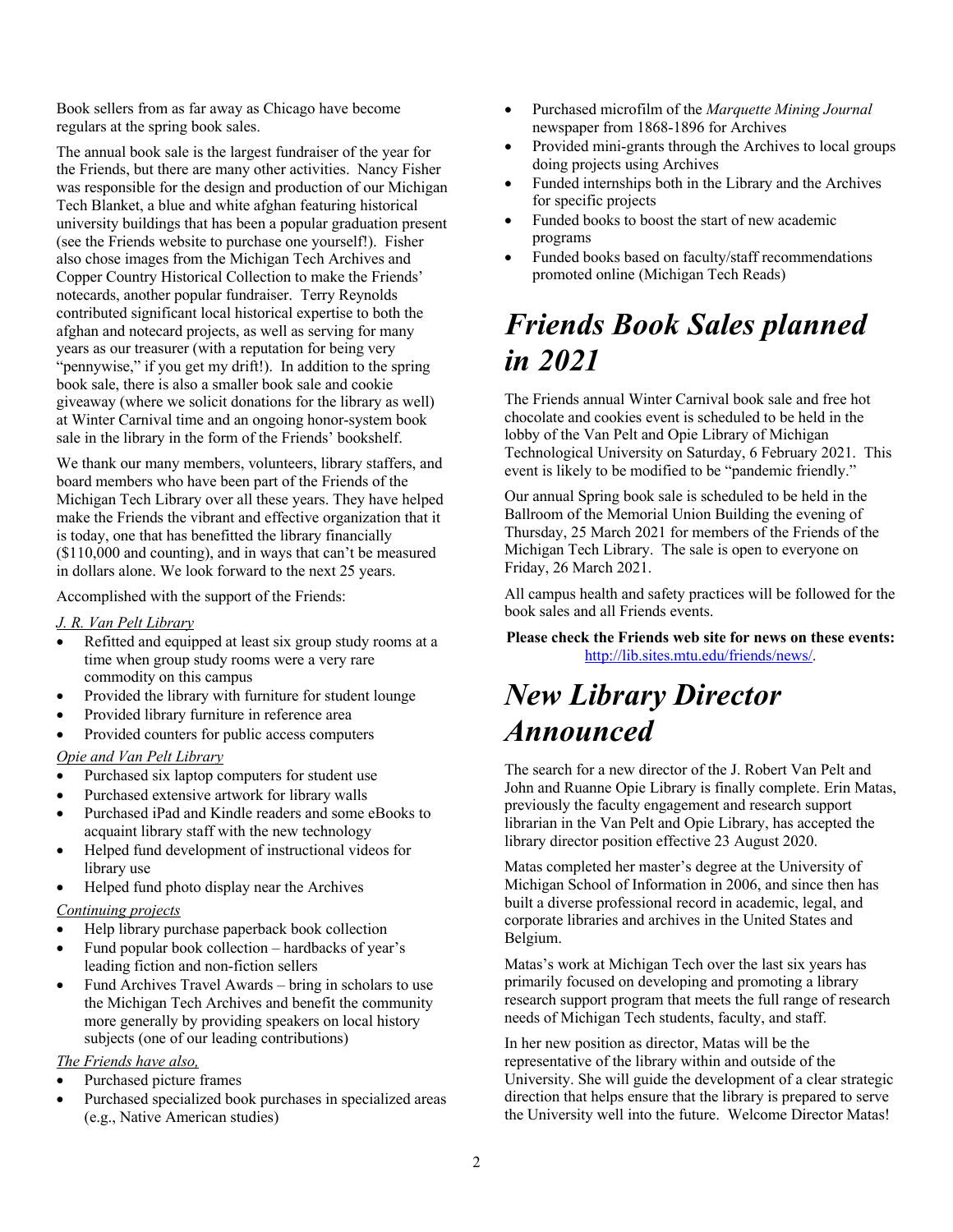Book sellers from as far away as Chicago have become regulars at the spring book sales.

The annual book sale is the largest fundraiser of the year for the Friends, but there are many other activities. Nancy Fisher was responsible for the design and production of our Michigan Tech Blanket, a blue and white afghan featuring historical university buildings that has been a popular graduation present (see the Friends website to purchase one yourself!). Fisher also chose images from the Michigan Tech Archives and Copper Country Historical Collection to make the Friends' notecards, another popular fundraiser. Terry Reynolds contributed significant local historical expertise to both the afghan and notecard projects, as well as serving for many years as our treasurer (with a reputation for being very "pennywise," if you get my drift!). In addition to the spring book sale, there is also a smaller book sale and cookie giveaway (where we solicit donations for the library as well) at Winter Carnival time and an ongoing honor-system book sale in the library in the form of the Friends' bookshelf.

We thank our many members, volunteers, library staffers, and board members who have been part of the Friends of the Michigan Tech Library over all these years. They have helped make the Friends the vibrant and effective organization that it is today, one that has benefitted the library financially ($110,000 and counting), and in ways that can't be measured in dollars alone. We look forward to the next 25 years.

Accomplished with the support of the Friends:

<u>J. R. Van Pelt Library</u>

- Refitted and equipped at least six group study rooms at a time when group study rooms were a very rare commodity on this campus
- Provided the library with furniture for student lounge
- Provided library furniture in reference area
- Provided counters for public access computers

<u>Opie and Van Pelt Library</u>

- Purchased six laptop computers for student use
- Purchased extensive artwork for library walls
- Purchased iPad and Kindle readers and some eBooks to acquaint library staff with the new technology
- Helped fund development of instructional videos for library use
- Helped fund photo display near the Archives

<u>Continuing projects</u>

- Help library purchase paperback book collection
- Fund popular book collection – hardbacks of year's leading fiction and non-fiction sellers
- Fund Archives Travel Awards – bring in scholars to use the Michigan Tech Archives and benefit the community more generally by providing speakers on local history subjects (one of our leading contributions)

<u>The Friends have also,</u>

- Purchased picture frames
- Purchased specialized book purchases in specialized areas (e.g., Native American studies)
- Purchased microfilm of the *Marquette Mining Journal* newspaper from 1868-1896 for Archives
- Provided mini-grants through the Archives to local groups doing projects using Archives
- Funded internships both in the Library and the Archives for specific projects
- Funded books to boost the start of new academic programs
- Funded books based on faculty/staff recommendations promoted online (Michigan Tech Reads)

# *Friends Book Sales planned in 2021*

The Friends annual Winter Carnival book sale and free hot chocolate and cookies event is scheduled to be held in the lobby of the Van Pelt and Opie Library of Michigan Technological University on Saturday, 6 February 2021. This event is likely to be modified to be "pandemic friendly."

Our annual Spring book sale is scheduled to be held in the Ballroom of the Memorial Union Building the evening of Thursday, 25 March 2021 for members of the Friends of the Michigan Tech Library. The sale is open to everyone on Friday, 26 March 2021.

All campus health and safety practices will be followed for the book sales and all Friends events.

**Please check the Friends web site for news on these events:** [http://lib.sites.mtu.edu/friends/news/](http://lib.sites.mtu.edu/friends/news/).

# *New Library Director Announced*

The search for a new director of the J. Robert Van Pelt and John and Ruanne Opie Library is finally complete. Erin Matas, previously the faculty engagement and research support librarian in the Van Pelt and Opie Library, has accepted the library director position effective 23 August 2020.

Matas completed her master's degree at the University of Michigan School of Information in 2006, and since then has built a diverse professional record in academic, legal, and corporate libraries and archives in the United States and Belgium.

Matas's work at Michigan Tech over the last six years has primarily focused on developing and promoting a library research support program that meets the full range of research needs of Michigan Tech students, faculty, and staff.

In her new position as director, Matas will be the representative of the library within and outside of the University. She will guide the development of a clear strategic direction that helps ensure that the library is prepared to serve the University well into the future. Welcome Director Matas!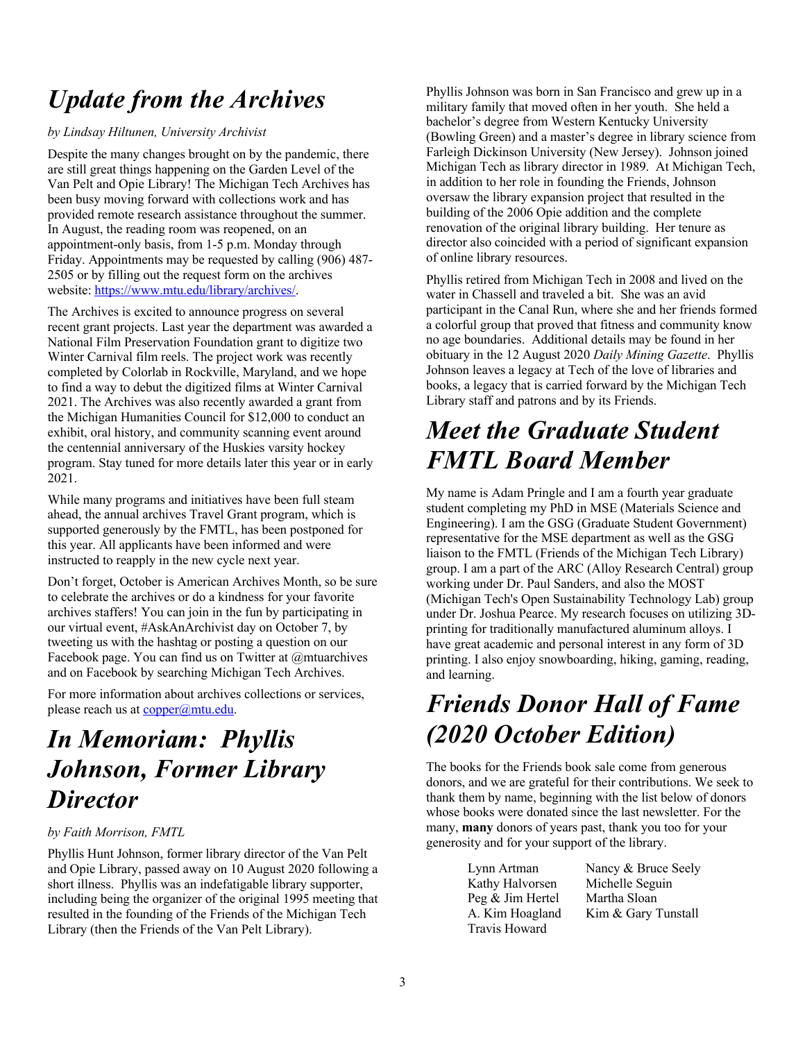# *Update from the Archives*

*by Lindsay Hiltunen, University Archivist*

Despite the many changes brought on by the pandemic, there are still great things happening on the Garden Level of the Van Pelt and Opie Library! The Michigan Tech Archives has been busy moving forward with collections work and has provided remote research assistance throughout the summer. In August, the reading room was reopened, on an appointment-only basis, from 1-5 p.m. Monday through Friday. Appointments may be requested by calling (906) 487-2505 or by filling out the request form on the archives website: https://www.mtu.edu/library/archives/.

The Archives is excited to announce progress on several recent grant projects. Last year the department was awarded a National Film Preservation Foundation grant to digitize two Winter Carnival film reels. The project work was recently completed by Colorlab in Rockville, Maryland, and we hope to find a way to debut the digitized films at Winter Carnival 2021. The Archives was also recently awarded a grant from the Michigan Humanities Council for $12,000 to conduct an exhibit, oral history, and community scanning event around the centennial anniversary of the Huskies varsity hockey program. Stay tuned for more details later this year or in early 2021.

While many programs and initiatives have been full steam ahead, the annual archives Travel Grant program, which is supported generously by the FMTL, has been postponed for this year. All applicants have been informed and were instructed to reapply in the new cycle next year.

Don't forget, October is American Archives Month, so be sure to celebrate the archives or do a kindness for your favorite archives staffers! You can join in the fun by participating in our virtual event, #AskAnArchivist day on October 7, by tweeting us with the hashtag or posting a question on our Facebook page. You can find us on Twitter at @mtuarchives and on Facebook by searching Michigan Tech Archives.

For more information about archives collections or services, please reach us at copper@mtu.edu.

# *In Memoriam: Phyllis Johnson, Former Library Director*

*by Faith Morrison, FMTL*

Phyllis Hunt Johnson, former library director of the Van Pelt and Opie Library, passed away on 10 August 2020 following a short illness. Phyllis was an indefatigable library supporter, including being the organizer of the original 1995 meeting that resulted in the founding of the Friends of the Michigan Tech Library (then the Friends of the Van Pelt Library).

Phyllis Johnson was born in San Francisco and grew up in a military family that moved often in her youth. She held a bachelor's degree from Western Kentucky University (Bowling Green) and a master's degree in library science from Farleigh Dickinson University (New Jersey). Johnson joined Michigan Tech as library director in 1989. At Michigan Tech, in addition to her role in founding the Friends, Johnson oversaw the library expansion project that resulted in the building of the 2006 Opie addition and the complete renovation of the original library building. Her tenure as director also coincided with a period of significant expansion of online library resources.

Phyllis retired from Michigan Tech in 2008 and lived on the water in Chassell and traveled a bit. She was an avid participant in the Canal Run, where she and her friends formed a colorful group that proved that fitness and community know no age boundaries. Additional details may be found in her obituary in the 12 August 2020 *Daily Mining Gazette*. Phyllis Johnson leaves a legacy at Tech of the love of libraries and books, a legacy that is carried forward by the Michigan Tech Library staff and patrons and by its Friends.

# *Meet the Graduate Student FMTL Board Member*

My name is Adam Pringle and I am a fourth year graduate student completing my PhD in MSE (Materials Science and Engineering). I am the GSG (Graduate Student Government) representative for the MSE department as well as the GSG liaison to the FMTL (Friends of the Michigan Tech Library) group. I am a part of the ARC (Alloy Research Central) group working under Dr. Paul Sanders, and also the MOST (Michigan Tech's Open Sustainability Technology Lab) group under Dr. Joshua Pearce. My research focuses on utilizing 3D-printing for traditionally manufactured aluminum alloys. I have great academic and personal interest in any form of 3D printing. I also enjoy snowboarding, hiking, gaming, reading, and learning.

# *Friends Donor Hall of Fame (2020 October Edition)*

The books for the Friends book sale come from generous donors, and we are grateful for their contributions. We seek to thank them by name, beginning with the list below of donors whose books were donated since the last newsletter. For the many, **many** donors of years past, thank you too for your generosity and for your support of the library.

Lynn Artman
Kathy Halvorsen
Peg & Jim Hertel
A. Kim Hoagland
Travis Howard
Nancy & Bruce Seely
Michelle Seguin
Martha Sloan
Kim & Gary Tunstall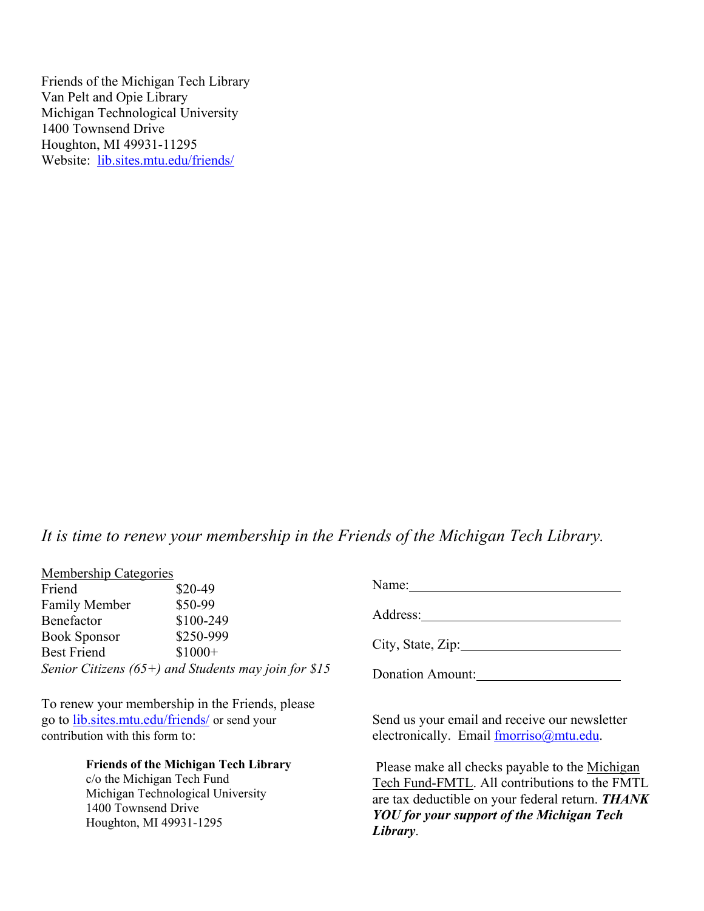Friends of the Michigan Tech Library
Van Pelt and Opie Library
Michigan Technological University
1400 Townsend Drive
Houghton, MI 49931-11295
Website: lib.sites.mtu.edu/friends/

*It is time to renew your membership in the Friends of the Michigan Tech Library.*

Membership Categories

| | |
|---|---|
| Friend | $20-49 |
| Family Member | $50-99 |
| Benefactor | $100-249 |
| Book Sponsor | $250-999 |
| Best Friend | $1000+ |

*Senior Citizens (65+) and Students may join for $15*

To renew your membership in the Friends, please go to lib.sites.mtu.edu/friends/ or send your contribution with this form to:

**Friends of the Michigan Tech Library**
c/o the Michigan Tech Fund
Michigan Technological University
1400 Townsend Drive
Houghton, MI 49931-1295

Name:\_\_\_\_\_\_\_\_\_\_\_\_\_\_\_\_\_\_\_\_\_\_\_\_\_\_\_\_\_\_

Address:\_\_\_\_\_\_\_\_\_\_\_\_\_\_\_\_\_\_\_\_\_\_\_\_\_\_\_\_

City, State, Zip:\_\_\_\_\_\_\_\_\_\_\_\_\_\_\_\_\_\_\_\_\_\_

Donation Amount:\_\_\_\_\_\_\_\_\_\_\_\_\_\_\_\_\_\_\_\_

Send us your email and receive our newsletter electronically. Email fmorriso@mtu.edu.

Please make all checks payable to the Michigan Tech Fund-FMTL. All contributions to the FMTL are tax deductible on your federal return. ***THANK YOU for your support of the Michigan Tech Library***.